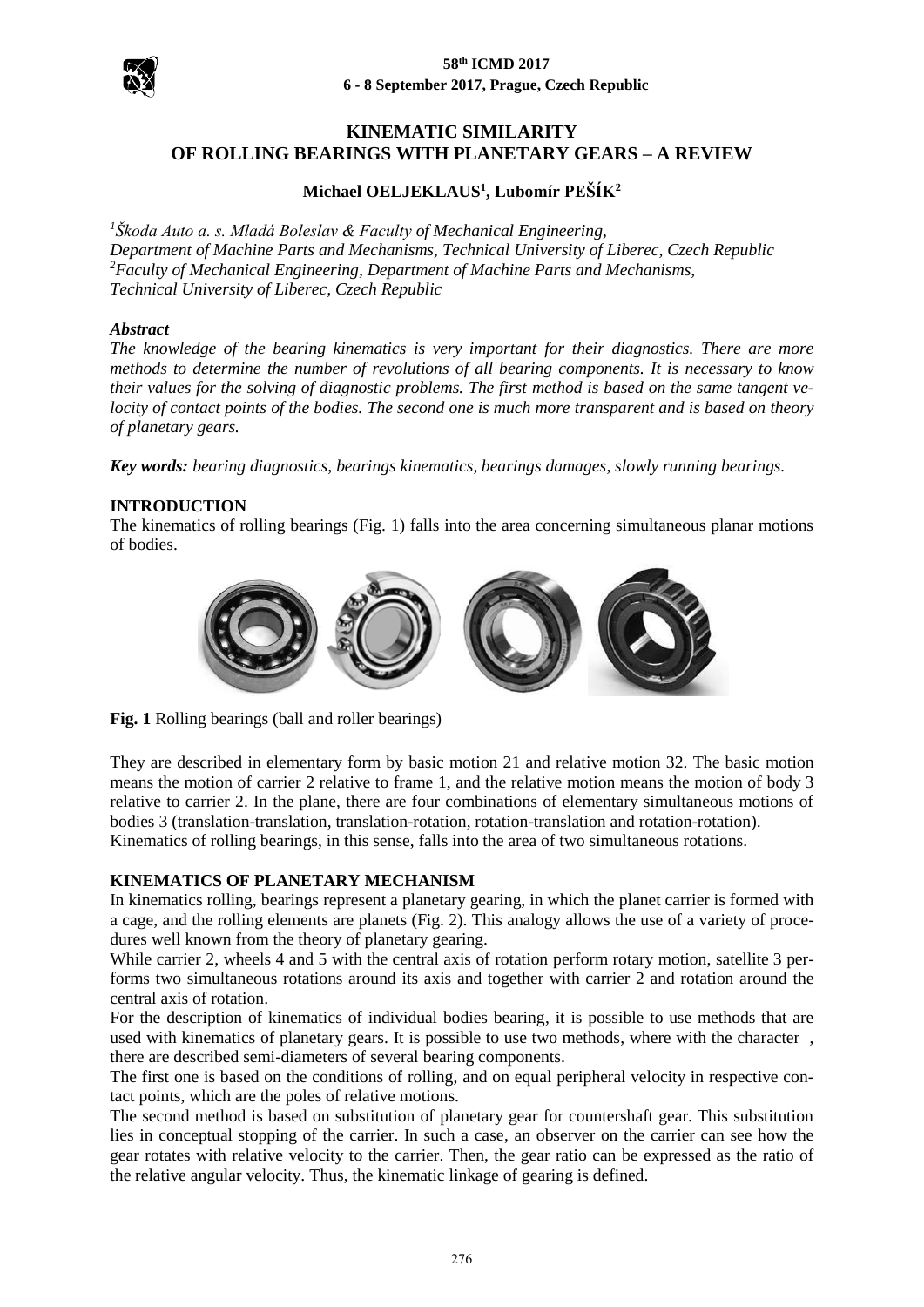# KINEMATIC SIMILARITY OF ROLLING BEARINGS WITH PLANETARY GEARS – A REVIEW

**Michael OELJEKLAUS[1], Lubomír PEŠÍK[2]**

*[1]Škoda Auto a. s. Mladá Boleslav & Faculty of Mechanical Engineering, Department of Machine Parts and Mechanisms, Technical University of Liberec, Czech Republic*
*[2]Faculty of Mechanical Engineering, Department of Machine Parts and Mechanisms, Technical University of Liberec, Czech Republic*

***Abstract***

*The knowledge of the bearing kinematics is very important for their diagnostics. There are more methods to determine the number of revolutions of all bearing components. It is necessary to know their values for the solving of diagnostic problems. The first method is based on the same tangent velocity of contact points of the bodies. The second one is much more transparent and is based on theory of planetary gears.*

***Key words:*** *bearing diagnostics, bearings kinematics, bearings damages, slowly running bearings.*

## INTRODUCTION

The kinematics of rolling bearings (Fig. 1) falls into the area concerning simultaneous planar motions of bodies.

**Fig. 1** Rolling bearings (ball and roller bearings)

They are described in elementary form by basic motion 21 and relative motion 32. The basic motion means the motion of carrier 2 relative to frame 1, and the relative motion means the motion of body 3 relative to carrier 2. In the plane, there are four combinations of elementary simultaneous motions of bodies 3 (translation-translation, translation-rotation, rotation-translation and rotation-rotation). Kinematics of rolling bearings, in this sense, falls into the area of two simultaneous rotations.

## KINEMATICS OF PLANETARY MECHANISM

In kinematics rolling, bearings represent a planetary gearing, in which the planet carrier is formed with a cage, and the rolling elements are planets (Fig. 2). This analogy allows the use of a variety of procedures well known from the theory of planetary gearing.

While carrier 2, wheels 4 and 5 with the central axis of rotation perform rotary motion, satellite 3 performs two simultaneous rotations around its axis and together with carrier 2 and rotation around the central axis of rotation.

For the description of kinematics of individual bodies bearing, it is possible to use methods that are used with kinematics of planetary gears. It is possible to use two methods, where with the character , there are described semi-diameters of several bearing components.

The first one is based on the conditions of rolling, and on equal peripheral velocity in respective contact points, which are the poles of relative motions.

The second method is based on substitution of planetary gear for countershaft gear. This substitution lies in conceptual stopping of the carrier. In such a case, an observer on the carrier can see how the gear rotates with relative velocity to the carrier. Then, the gear ratio can be expressed as the ratio of the relative angular velocity. Thus, the kinematic linkage of gearing is defined.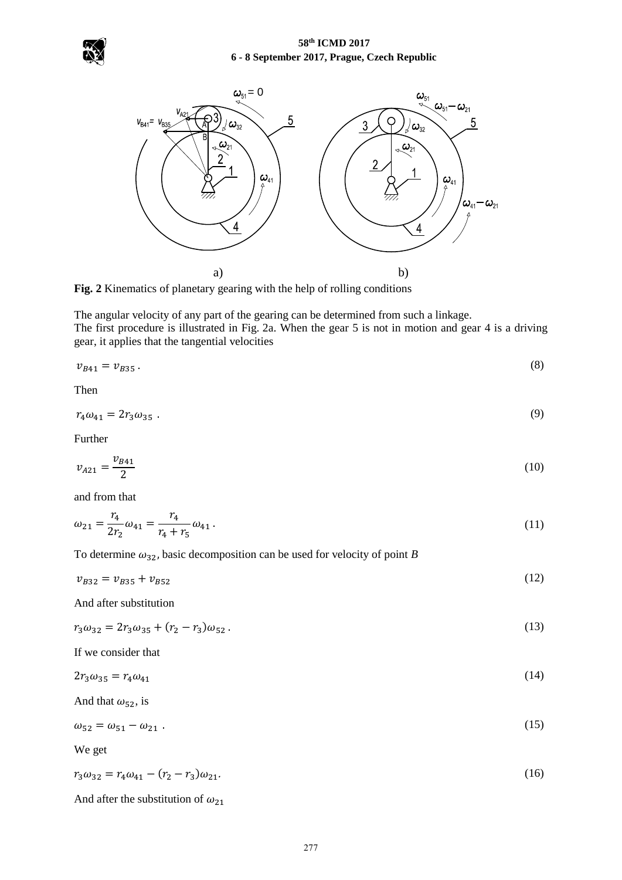**Fig. 2** Kinematics of planetary gearing with the help of rolling conditions

The angular velocity of any part of the gearing can be determined from such a linkage.
The first procedure is illustrated in Fig. 2a. When the gear 5 is not in motion and gear 4 is a driving gear, it applies that the tangential velocities

$$v_{B41} = v_{B35} \, . \tag{8}$$

Then

$$r_4 \omega_{41} = 2 r_3 \omega_{35} \; . \tag{9}$$

Further

$$v_{A21} = \frac{v_{B41}}{2} \tag{10}$$

and from that

$$\omega_{21} = \frac{r_4}{2r_2}\omega_{41} = \frac{r_4}{r_4 + r_5}\omega_{41} \, . \tag{11}$$

To determine $\omega_{32}$, basic decomposition can be used for velocity of point *B*

$$v_{B32} = v_{B35} + v_{B52} \tag{12}$$

And after substitution

$$r_3 \omega_{32} = 2 r_3 \omega_{35} + (r_2 - r_3)\omega_{52} \, . \tag{13}$$

If we consider that

$$2 r_3 \omega_{35} = r_4 \omega_{41} \tag{14}$$

And that $\omega_{52}$, is

$$\omega_{52} = \omega_{51} - \omega_{21} \; . \tag{15}$$

We get

$$r_3 \omega_{32} = r_4 \omega_{41} - (r_2 - r_3)\omega_{21} . \tag{16}$$

And after the substitution of $\omega_{21}$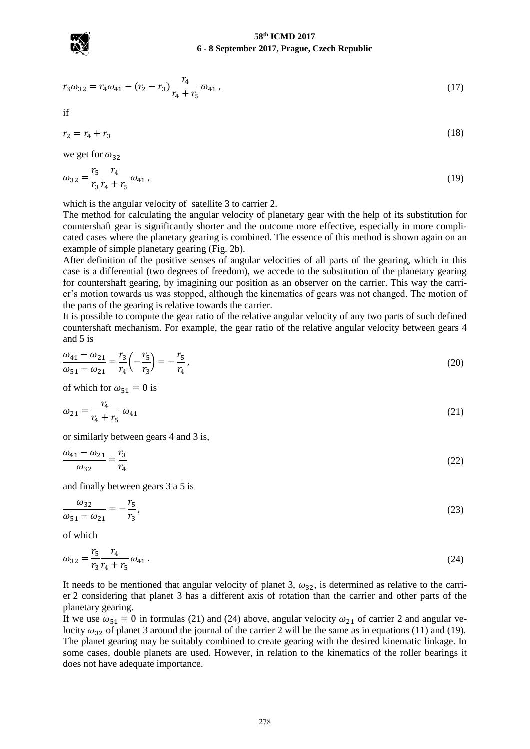$$r_3\omega_{32} = r_4\omega_{41} - (r_2 - r_3)\frac{r_4}{r_4 + r_5}\omega_{41}\,, \tag{17}$$

if

$$r_2 = r_4 + r_3 \tag{18}$$

we get for $\omega_{32}$

$$\omega_{32} = \frac{r_5}{r_3}\frac{r_4}{r_4 + r_5}\omega_{41}\,, \tag{19}$$

which is the angular velocity of satellite 3 to carrier 2.

The method for calculating the angular velocity of planetary gear with the help of its substitution for countershaft gear is significantly shorter and the outcome more effective, especially in more complicated cases where the planetary gearing is combined. The essence of this method is shown again on an example of simple planetary gearing (Fig. 2b).

After definition of the positive senses of angular velocities of all parts of the gearing, which in this case is a differential (two degrees of freedom), we accede to the substitution of the planetary gearing for countershaft gearing, by imagining our position as an observer on the carrier. This way the carrier's motion towards us was stopped, although the kinematics of gears was not changed. The motion of the parts of the gearing is relative towards the carrier.

It is possible to compute the gear ratio of the relative angular velocity of any two parts of such defined countershaft mechanism. For example, the gear ratio of the relative angular velocity between gears 4 and 5 is

$$\frac{\omega_{41} - \omega_{21}}{\omega_{51} - \omega_{21}} = \frac{r_3}{r_4}\left(-\frac{r_5}{r_3}\right) = -\frac{r_5}{r_4}\,, \tag{20}$$

of which for $\omega_{51} = 0$ is

$$\omega_{21} = \frac{r_4}{r_4 + r_5}\,\omega_{41} \tag{21}$$

or similarly between gears 4 and 3 is,

$$\frac{\omega_{41} - \omega_{21}}{\omega_{32}} = \frac{r_3}{r_4} \tag{22}$$

and finally between gears 3 a 5 is

$$\frac{\omega_{32}}{\omega_{51} - \omega_{21}} = -\frac{r_5}{r_3}\,, \tag{23}$$

of which

$$\omega_{32} = \frac{r_5}{r_3}\frac{r_4}{r_4 + r_5}\omega_{41}\,. \tag{24}$$

It needs to be mentioned that angular velocity of planet 3, $\omega_{32}$, is determined as relative to the carrier 2 considering that planet 3 has a different axis of rotation than the carrier and other parts of the planetary gearing.

If we use $\omega_{51} = 0$ in formulas (21) and (24) above, angular velocity $\omega_{21}$ of carrier 2 and angular velocity $\omega_{32}$ of planet 3 around the journal of the carrier 2 will be the same as in equations (11) and (19).

The planet gearing may be suitably combined to create gearing with the desired kinematic linkage. In some cases, double planets are used. However, in relation to the kinematics of the roller bearings it does not have adequate importance.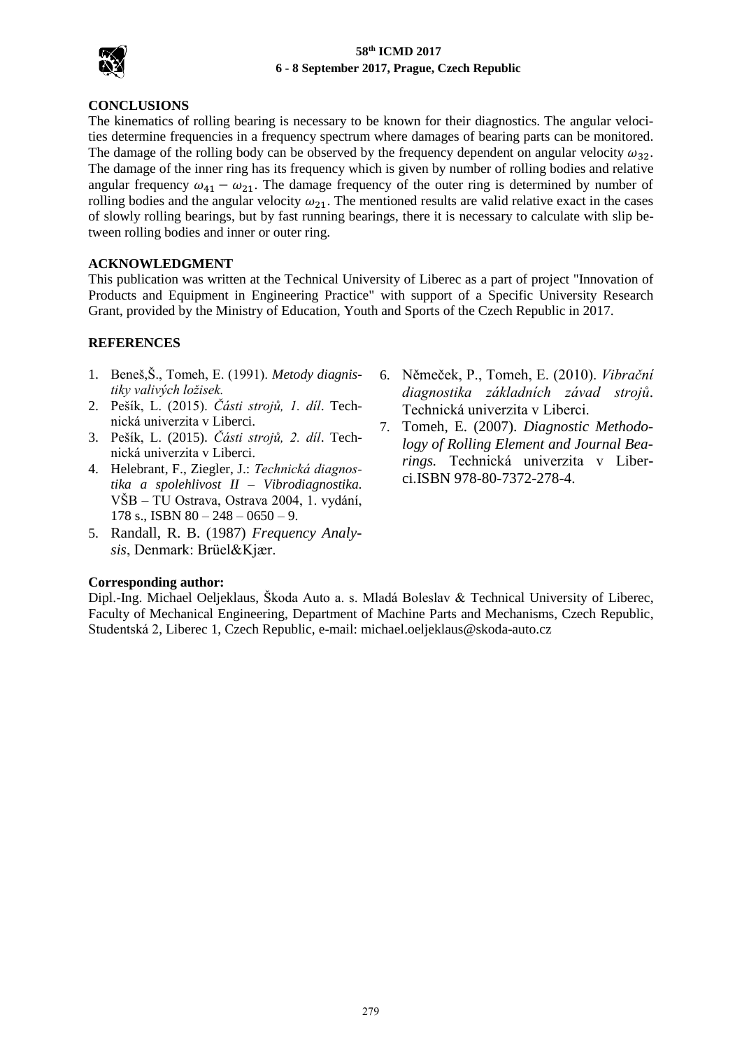## CONCLUSIONS

The kinematics of rolling bearing is necessary to be known for their diagnostics. The angular velocities determine frequencies in a frequency spectrum where damages of bearing parts can be monitored. The damage of the rolling body can be observed by the frequency dependent on angular velocity $\omega_{32}$. The damage of the inner ring has its frequency which is given by number of rolling bodies and relative angular frequency $\omega_{41} - \omega_{21}$. The damage frequency of the outer ring is determined by number of rolling bodies and the angular velocity $\omega_{21}$. The mentioned results are valid relative exact in the cases of slowly rolling bearings, but by fast running bearings, there it is necessary to calculate with slip between rolling bodies and inner or outer ring.

## ACKNOWLEDGMENT

This publication was written at the Technical University of Liberec as a part of project "Innovation of Products and Equipment in Engineering Practice" with support of a Specific University Research Grant, provided by the Ministry of Education, Youth and Sports of the Czech Republic in 2017.

## REFERENCES

1. Beneš,Š., Tomeh, E. (1991). *Metody diagnistiky valivých ložisek.*
2. Pešík, L. (2015). *Části strojů, 1. díl*. Technická univerzita v Liberci.
3. Pešík, L. (2015). *Části strojů, 2. díl*. Technická univerzita v Liberci.
4. Helebrant, F., Ziegler, J.: *Technická diagnostika a spolehlivost II – Vibrodiagnostika*. VŠB – TU Ostrava, Ostrava 2004, 1. vydání, 178 s., ISBN 80 – 248 – 0650 – 9.
5. Randall, R. B. (1987) *Frequency Analysis*, Denmark: Brüel&Kjær.
6. Němeček, P., Tomeh, E. (2010). *Vibrační diagnostika základních závad strojů*. Technická univerzita v Liberci.
7. Tomeh, E. (2007). *Diagnostic Methodology of Rolling Element and Journal Bearings.* Technická univerzita v Liberci.ISBN 978-80-7372-278-4.

**Corresponding author:**

Dipl.-Ing. Michael Oeljeklaus, Škoda Auto a. s. Mladá Boleslav & Technical University of Liberec, Faculty of Mechanical Engineering, Department of Machine Parts and Mechanisms, Czech Republic, Studentská 2, Liberec 1, Czech Republic, e-mail: michael.oeljeklaus@skoda-auto.cz